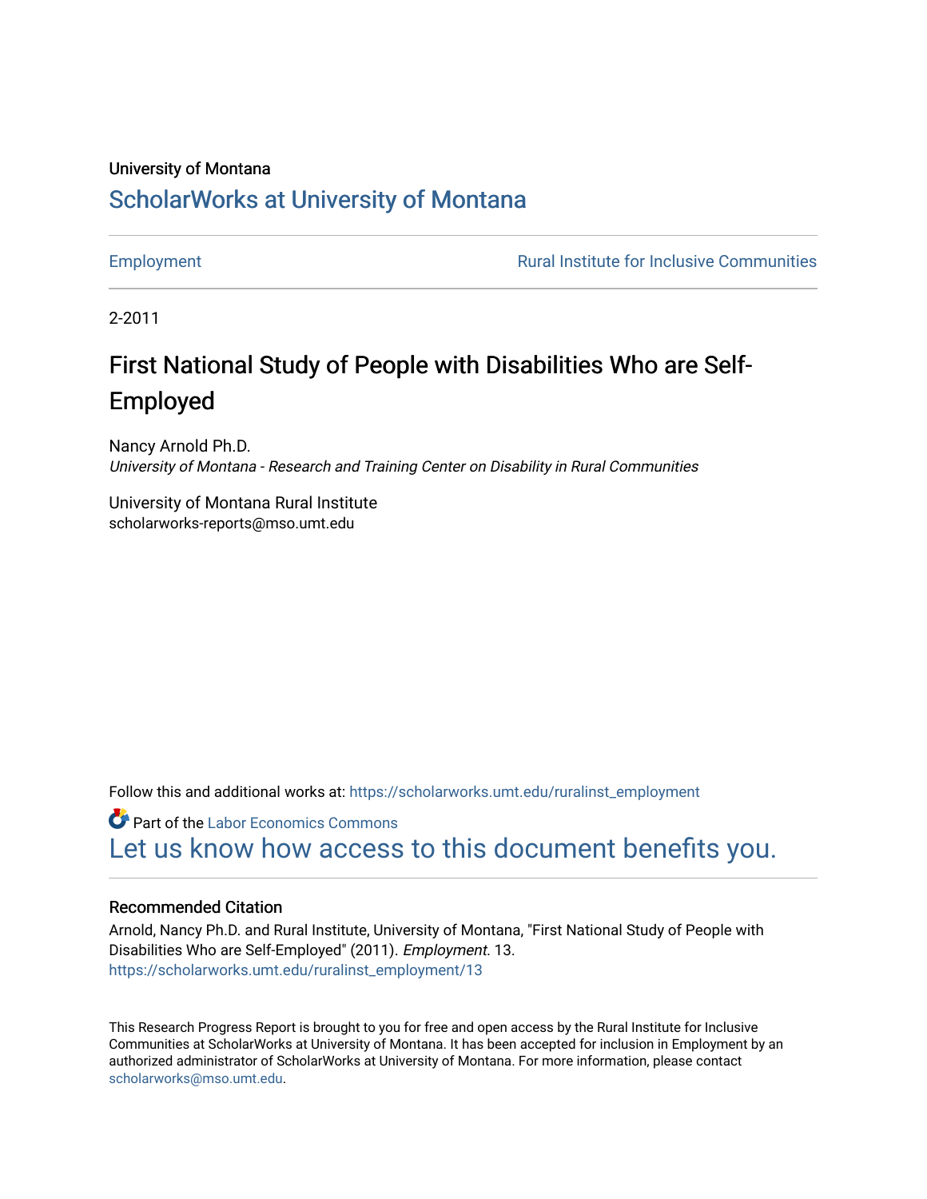University of Montana

# ScholarWorks at University of Montana

Employment | Rural Institute for Inclusive Communities

2-2011

## First National Study of People with Disabilities Who are Self-Employed

Nancy Arnold Ph.D.
*University of Montana - Research and Training Center on Disability in Rural Communities*

University of Montana Rural Institute
scholarworks-reports@mso.umt.edu

Follow this and additional works at: https://scholarworks.umt.edu/ruralinst_employment

Part of the Labor Economics Commons

Let us know how access to this document benefits you.

### Recommended Citation

Arnold, Nancy Ph.D. and Rural Institute, University of Montana, "First National Study of People with Disabilities Who are Self-Employed" (2011). *Employment*. 13.
https://scholarworks.umt.edu/ruralinst_employment/13

This Research Progress Report is brought to you for free and open access by the Rural Institute for Inclusive Communities at ScholarWorks at University of Montana. It has been accepted for inclusion in Employment by an authorized administrator of ScholarWorks at University of Montana. For more information, please contact scholarworks@mso.umt.edu.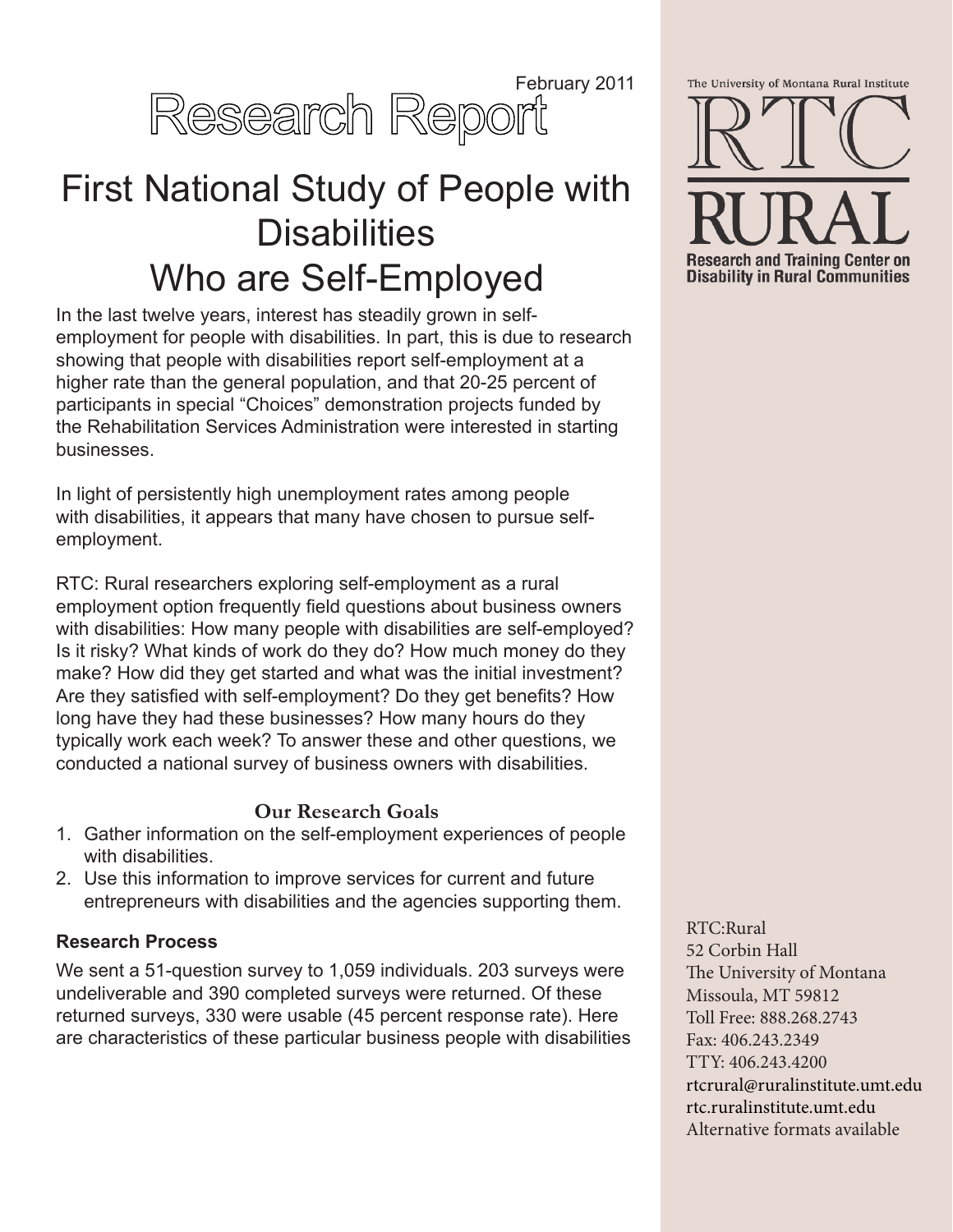February 2011

# Research Report

## First National Study of People with Disabilities Who are Self-Employed

In the last twelve years, interest has steadily grown in self-employment for people with disabilities. In part, this is due to research showing that people with disabilities report self-employment at a higher rate than the general population, and that 20-25 percent of participants in special "Choices" demonstration projects funded by the Rehabilitation Services Administration were interested in starting businesses.

In light of persistently high unemployment rates among people with disabilities, it appears that many have chosen to pursue self-employment.

RTC: Rural researchers exploring self-employment as a rural employment option frequently field questions about business owners with disabilities: How many people with disabilities are self-employed? Is it risky? What kinds of work do they do? How much money do they make? How did they get started and what was the initial investment? Are they satisfied with self-employment? Do they get benefits? How long have they had these businesses? How many hours do they typically work each week? To answer these and other questions, we conducted a national survey of business owners with disabilities.

### Our Research Goals

1. Gather information on the self-employment experiences of people with disabilities.
2. Use this information to improve services for current and future entrepreneurs with disabilities and the agencies supporting them.

### Research Process

We sent a 51-question survey to 1,059 individuals. 203 surveys were undeliverable and 390 completed surveys were returned. Of these returned surveys, 330 were usable (45 percent response rate). Here are characteristics of these particular business people with disabilities

The University of Montana Rural Institute

RTC RURAL

Research and Training Center on Disability in Rural Communities

RTC:Rural
52 Corbin Hall
The University of Montana
Missoula, MT 59812
Toll Free: 888.268.2743
Fax: 406.243.2349
TTY: 406.243.4200
rtcrural@ruralinstitute.umt.edu
rtc.ruralinstitute.umt.edu
Alternative formats available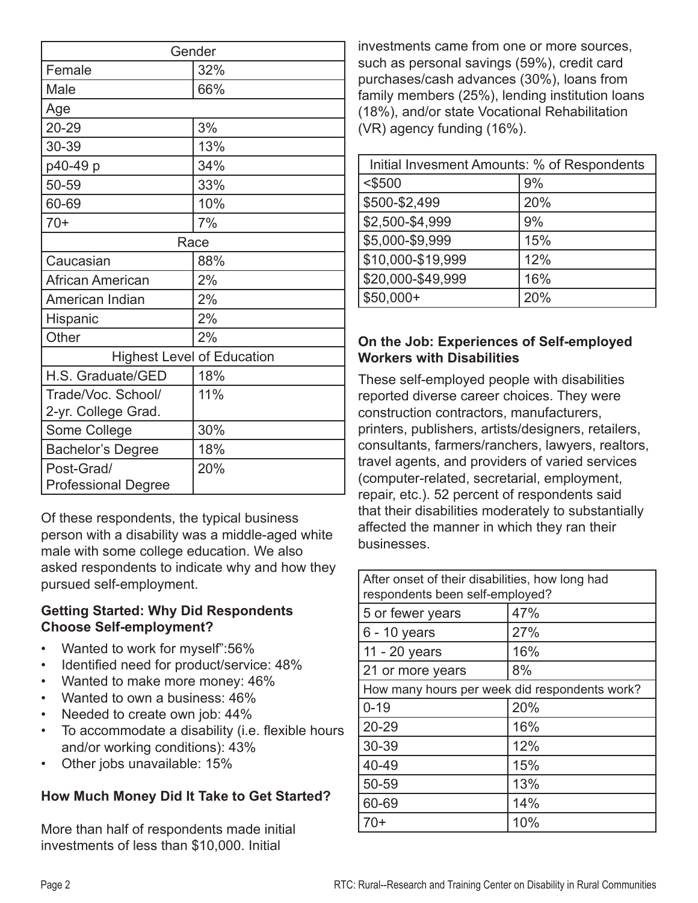| Gender | |
|---|---|
| Female | 32% |
| Male | 66% |
| Age | |
| 20-29 | 3% |
| 30-39 | 13% |
| p40-49 p | 34% |
| 50-59 | 33% |
| 60-69 | 10% |
| 70+ | 7% |
| Race | |
| Caucasian | 88% |
| African American | 2% |
| American Indian | 2% |
| Hispanic | 2% |
| Other | 2% |
| Highest Level of Education | |
| H.S. Graduate/GED | 18% |
| Trade/Voc. School/ 2-yr. College Grad. | 11% |
| Some College | 30% |
| Bachelor's Degree | 18% |
| Post-Grad/ Professional Degree | 20% |

Of these respondents, the typical business person with a disability was a middle-aged white male with some college education. We also asked respondents to indicate why and how they pursued self-employment.

**Getting Started: Why Did Respondents Choose Self-employment?**

- Wanted to work for myself":56%
- Identified need for product/service: 48%
- Wanted to make more money: 46%
- Wanted to own a business: 46%
- Needed to create own job: 44%
- To accommodate a disability (i.e. flexible hours and/or working conditions): 43%
- Other jobs unavailable: 15%

**How Much Money Did It Take to Get Started?**

More than half of respondents made initial investments of less than $10,000. Initial investments came from one or more sources, such as personal savings (59%), credit card purchases/cash advances (30%), loans from family members (25%), lending institution loans (18%), and/or state Vocational Rehabilitation (VR) agency funding (16%).

| Initial Invesment Amounts: % of Respondents | |
|---|---|
| <$500 | 9% |
| $500-$2,499 | 20% |
| $2,500-$4,999 | 9% |
| $5,000-$9,999 | 15% |
| $10,000-$19,999 | 12% |
| $20,000-$49,999 | 16% |
| $50,000+ | 20% |

**On the Job: Experiences of Self-employed Workers with Disabilities**

These self-employed people with disabilities reported diverse career choices. They were construction contractors, manufacturers, printers, publishers, artists/designers, retailers, consultants, farmers/ranchers, lawyers, realtors, travel agents, and providers of varied services (computer-related, secretarial, employment, repair, etc.). 52 percent of respondents said that their disabilities moderately to substantially affected the manner in which they ran their businesses.

| After onset of their disabilities, how long had respondents been self-employed? | |
|---|---|
| 5 or fewer years | 47% |
| 6 - 10 years | 27% |
| 11 - 20 years | 16% |
| 21 or more years | 8% |
| How many hours per week did respondents work? | |
| 0-19 | 20% |
| 20-29 | 16% |
| 30-39 | 12% |
| 40-49 | 15% |
| 50-59 | 13% |
| 60-69 | 14% |
| 70+ | 10% |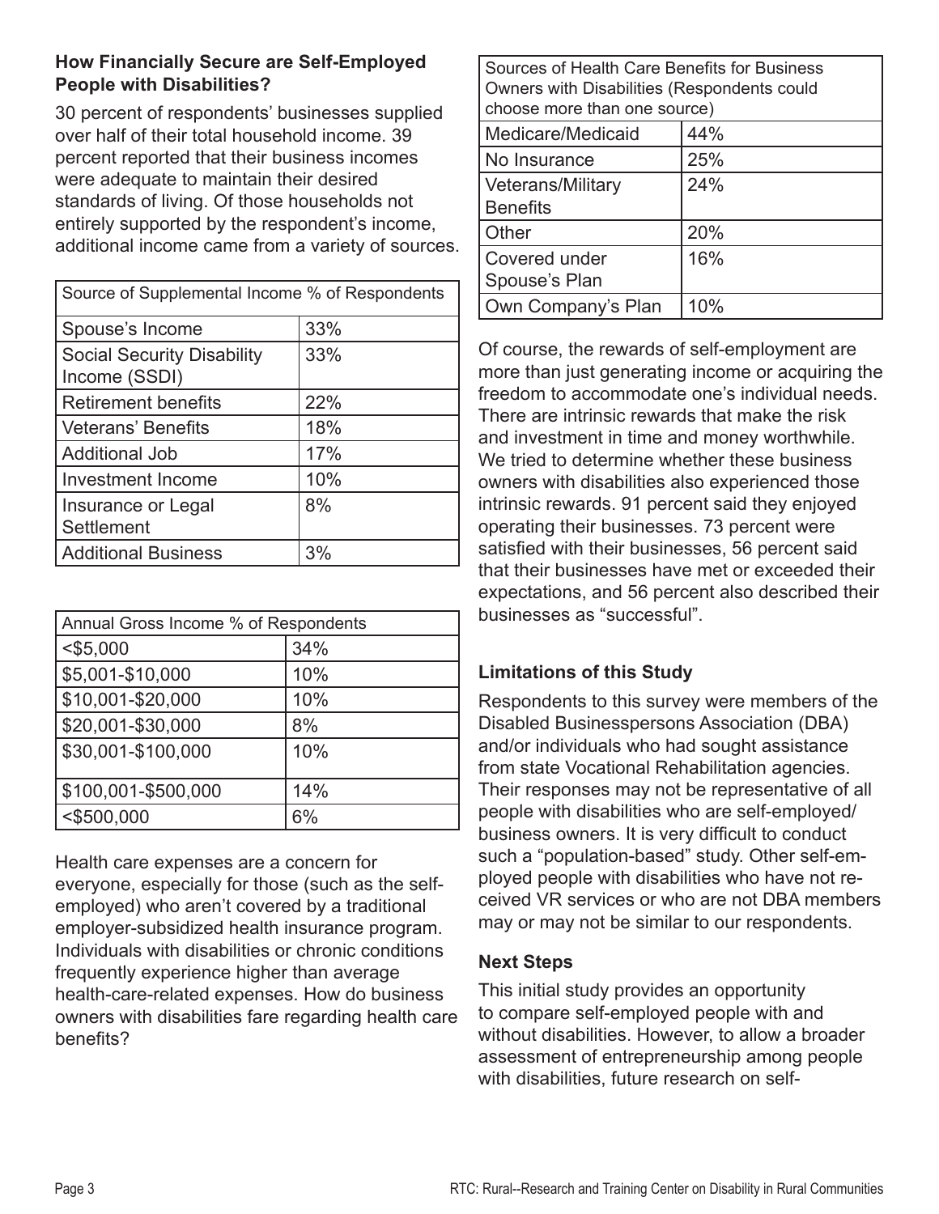### How Financially Secure are Self-Employed People with Disabilities?

30 percent of respondents' businesses supplied over half of their total household income. 39 percent reported that their business incomes were adequate to maintain their desired standards of living. Of those households not entirely supported by the respondent's income, additional income came from a variety of sources.

| Source of Supplemental Income | % of Respondents |
|---|---|
| Spouse's Income | 33% |
| Social Security Disability Income (SSDI) | 33% |
| Retirement benefits | 22% |
| Veterans' Benefits | 18% |
| Additional Job | 17% |
| Investment Income | 10% |
| Insurance or Legal Settlement | 8% |
| Additional Business | 3% |

| Annual Gross Income | % of Respondents |
|---|---|
| <$5,000 | 34% |
| $5,001-$10,000 | 10% |
| $10,001-$20,000 | 10% |
| $20,001-$30,000 | 8% |
| $30,001-$100,000 | 10% |
| $100,001-$500,000 | 14% |
| <$500,000 | 6% |

Health care expenses are a concern for everyone, especially for those (such as the self-employed) who aren't covered by a traditional employer-subsidized health insurance program. Individuals with disabilities or chronic conditions frequently experience higher than average health-care-related expenses. How do business owners with disabilities fare regarding health care benefits?

| Sources of Health Care Benefits for Business Owners with Disabilities (Respondents could choose more than one source) | |
|---|---|
| Medicare/Medicaid | 44% |
| No Insurance | 25% |
| Veterans/Military Benefits | 24% |
| Other | 20% |
| Covered under Spouse's Plan | 16% |
| Own Company's Plan | 10% |

Of course, the rewards of self-employment are more than just generating income or acquiring the freedom to accommodate one's individual needs. There are intrinsic rewards that make the risk and investment in time and money worthwhile. We tried to determine whether these business owners with disabilities also experienced those intrinsic rewards. 91 percent said they enjoyed operating their businesses. 73 percent were satisfied with their businesses, 56 percent said that their businesses have met or exceeded their expectations, and 56 percent also described their businesses as "successful".

### Limitations of this Study

Respondents to this survey were members of the Disabled Businesspersons Association (DBA) and/or individuals who had sought assistance from state Vocational Rehabilitation agencies. Their responses may not be representative of all people with disabilities who are self-employed/ business owners. It is very difficult to conduct such a "population-based" study. Other self-employed people with disabilities who have not received VR services or who are not DBA members may or may not be similar to our respondents.

### Next Steps

This initial study provides an opportunity to compare self-employed people with and without disabilities. However, to allow a broader assessment of entrepreneurship among people with disabilities, future research on self-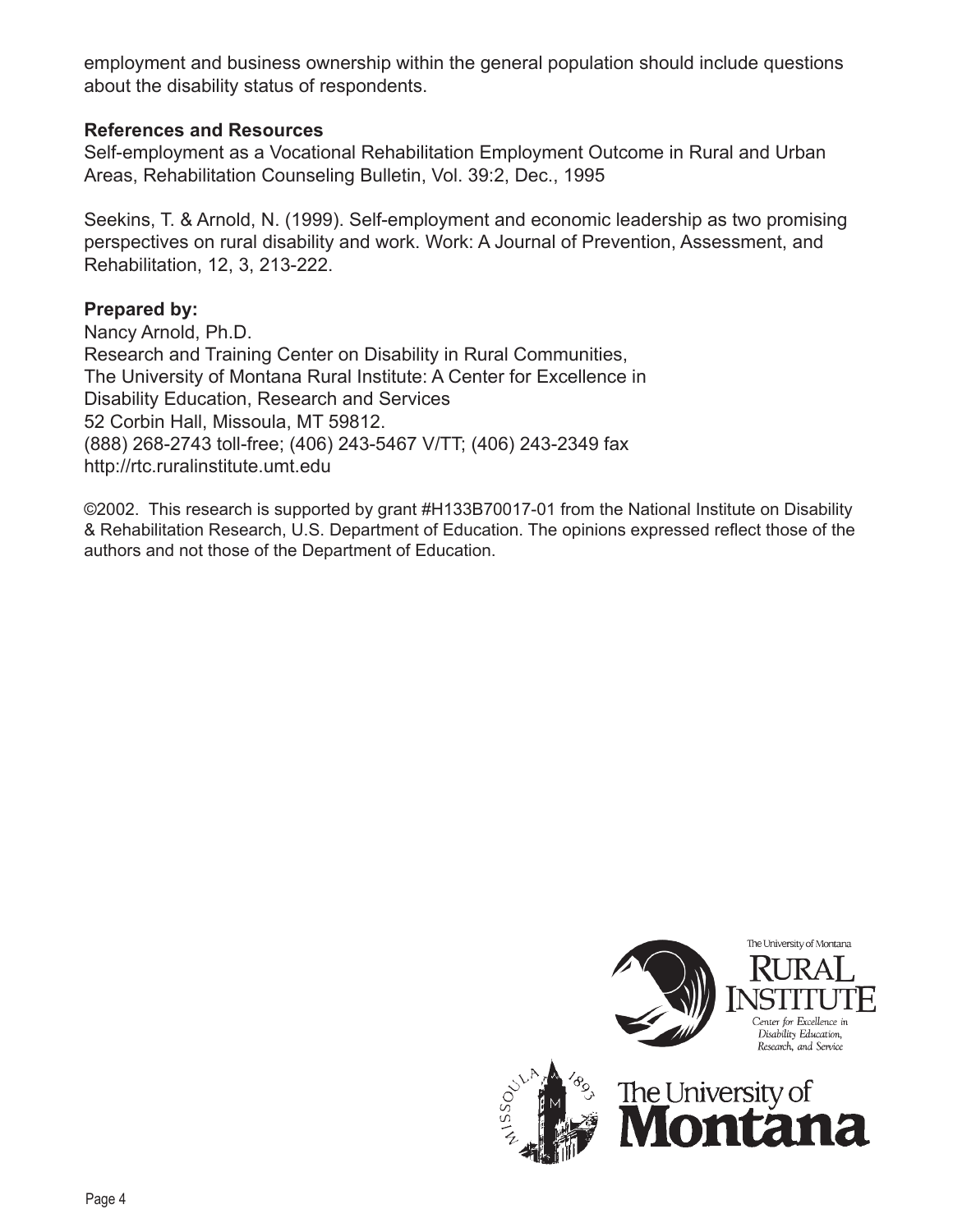employment and business ownership within the general population should include questions about the disability status of respondents.

**References and Resources**

Self-employment as a Vocational Rehabilitation Employment Outcome in Rural and Urban Areas, Rehabilitation Counseling Bulletin, Vol. 39:2, Dec., 1995

Seekins, T. & Arnold, N. (1999). Self-employment and economic leadership as two promising perspectives on rural disability and work. Work: A Journal of Prevention, Assessment, and Rehabilitation, 12, 3, 213-222.

**Prepared by:**

Nancy Arnold, Ph.D.
Research and Training Center on Disability in Rural Communities,
The University of Montana Rural Institute: A Center for Excellence in Disability Education, Research and Services
52 Corbin Hall, Missoula, MT 59812.
(888) 268-2743 toll-free; (406) 243-5467 V/TT; (406) 243-2349 fax
http://rtc.ruralinstitute.umt.edu

©2002. This research is supported by grant #H133B70017-01 from the National Institute on Disability & Rehabilitation Research, U.S. Department of Education. The opinions expressed reflect those of the authors and not those of the Department of Education.

The University of Montana
RURAL INSTITUTE
Center for Excellence in Disability Education, Research, and Service

MISSOULA 1893

The University of Montana